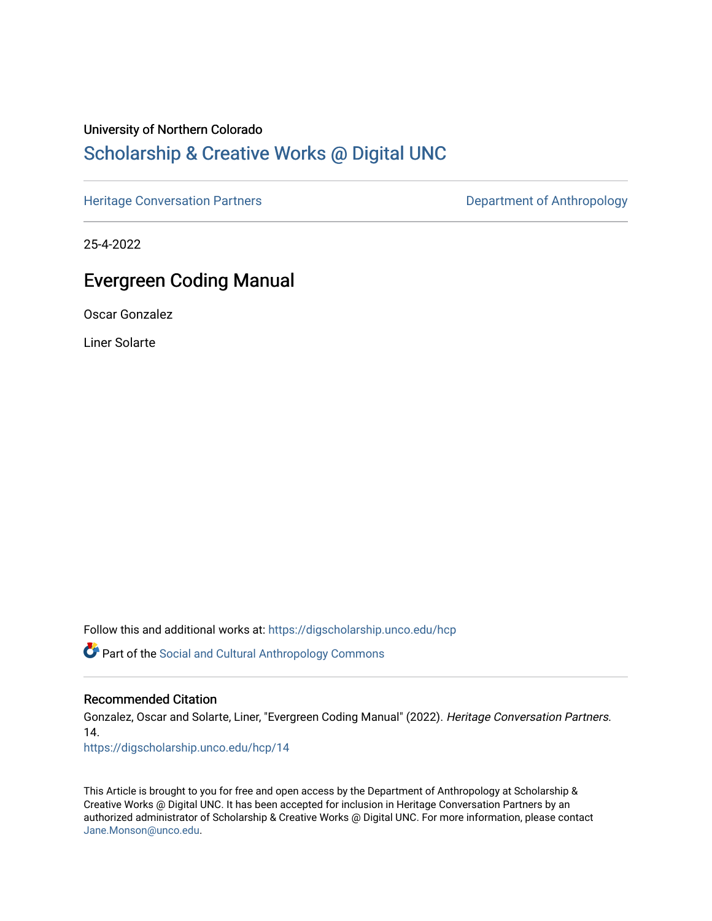University of Northern Colorado

# Scholarship & Creative Works @ Digital UNC

Heritage Conversation Partners | Department of Anthropology

25-4-2022

## Evergreen Coding Manual

Oscar Gonzalez

Liner Solarte

Follow this and additional works at: https://digscholarship.unco.edu/hcp

Part of the Social and Cultural Anthropology Commons

### Recommended Citation

Gonzalez, Oscar and Solarte, Liner, "Evergreen Coding Manual" (2022). *Heritage Conversation Partners*. 14.
https://digscholarship.unco.edu/hcp/14

This Article is brought to you for free and open access by the Department of Anthropology at Scholarship & Creative Works @ Digital UNC. It has been accepted for inclusion in Heritage Conversation Partners by an authorized administrator of Scholarship & Creative Works @ Digital UNC. For more information, please contact Jane.Monson@unco.edu.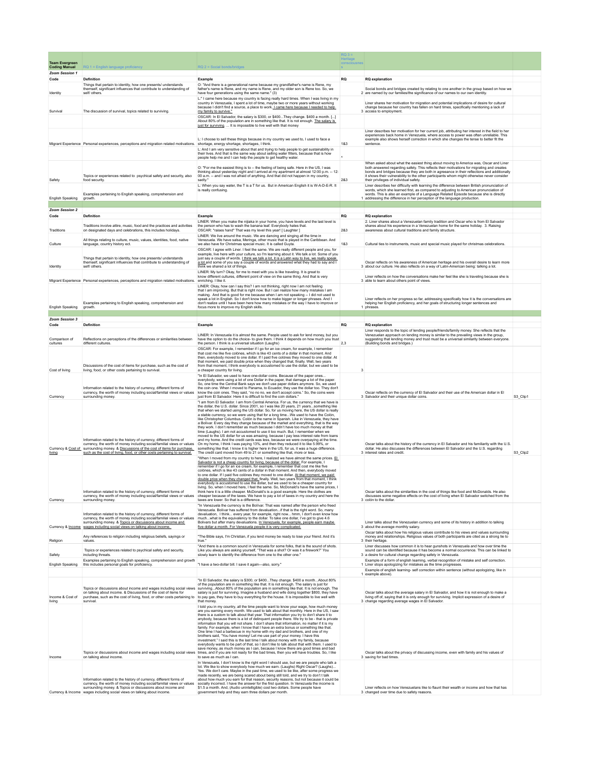| Team Evergreen Coding Manual | RQ 1 = English language proficiency | RQ 2 = Social bonds/bridges | RQ 3 = Heritage consciousness | | |
|---|---|---|---|---|---|
| *Zoom Session 1* | | | | | |
| **Code** | **Definition** | **Example** | **RQ** | **RQ explanation** | |
| Identity | Things that pertain to identity, how one presents/ understands themself, significant influences that contribute to understanding of self/ others. | O: "And there is a generational name because my grandfather's name is Rene, my father's name is Rene, and my name is Rene, and my older son is Rene too. So, we have four generations using the same name." (3) | 2 | Social bonds and bridges created by relating to one another in the group based on how we are named by our families/the significance of our names to our own identity. | |
| Survival | The discussion of survival, topics related to surviving. | L:" I came here because my country is facing really hard times. When I was living in my country in Venezuela, I spent a lot of time, maybe two or more years without working because I didn't find a source, a place to work. I came here because I needed to help my family to survive." | 3 | Liner shares her motivation for migration and potential implications of desire for cultural change because her country has fallen on hard times, specifically mentioning a lack of access to employment. | |
| | | OSCAR: In El Salvador, the salary is $300, or $400...They change. $400 a month. [...] About 80% of the population are in something like that. It is not enough. The salary is just for surviving. ... It is impossible to live well with that money | | | |
| Migrant Experience | Personal experiences, perceptions and migration related motivations. | L: I choose to sell these things because in my country we used to, I used to face a shortage, energy shortage, shortages, I think. | 1&3 | Liner describes her motivation for her current job, attributing her interest in the field to her experiences back home in Venezuela, where access to power was often unreliable. This example also shows herself correction in which she changes the tense to better fit the sentence. | |
| | | L: And I am very sensitive about that and trying to help people to get sustainability in their lives. And that is the same way about selling water filters, because that is how people help me and I can help the people to get healthy water. | ^ | | |
| Safety | Topics or experiences related to psychical safety and security, also food security. | O: "For me the easiest thing is to -- the feeling of being safe. Here in the US, I was thinking about yesterday night and I arrived at my apartment at almost 12:00 p.m. -- 12: 00 a.m. -- and I was not afraid of anything. And that did not happen in my country, sadly." | 2&3 | When asked about what the easiest thing about moving to America was, Oscar and Liner both answered regarding safety. This reflects their motivations for migrating and creates bonds and bridges because they are both in agreeance in their reflections and additionally it shows their vulnerability to the other participants whom might otherwise never consider their privileges of individual safety. | |
| English Speaking | Examples pertaining to English speaking, comprehension and growth. | L: When you say water, the T is a T for us. But in American English it is W-A-D-E-R. It is really confusing. | 1 | Liner describes her difficulty with learning the difference between British pronunciation of words, which she learned first, as compared to adjusting to American pronunciation of words. This is also an example of a Language Related Episode because she is directly addressing the difference in her perception of the language production. | |
| *Zoom Session 2* | | | | | |
| **Code** | **Definition** | **Example** | **RQ** | **RQ explanation** | |
| Traditions | Traditions involve attire, music, food and the practices and activities on designated days and celebrations, this includes holidays. | LINER: When you make the nijaka in your home, you have levels and the last level is the person who has to wash the banana leaf. Everybody hates that. OSCAR: *raises hand* That was my level this year! [ Laughter ] | 2&3 | 2. Liner shares about a Venezuelan family tradition and Oscar who is from El Salvador shares about his experience in a Venezuelan home for the same holiday. 3. Raising awareness about different cultural traditions and family structure. | |
| Culture | All things relating to culture, music, values, identities, food, native language, country history ect. | LINER: We live around the music. We are dancing and singing all the time in Venezuela. We have salsa, Meringa, other music that is played in the Caribbean. And we also have for Christmas special music. It is called Guyta. | 1&3 | Cultural ties to instruments, music and special music played for christmas celebrations. | |
| Identity | Things that pertain to identity, how one presents/ understands themself, significant influences that contribute to understanding of self/ others. | OSCAR: I agree with Liner. I feel the same. We are really different people and you, for example, live here with your culture, so I'm learning about it. We talk a lot. Some of you just say a couple of words. I think we talk a lot, it is a Latin way to live, we really speak a lot and some of you say a couple of words and answered what they had to say and I think we shared a lot of things. | 3 | Oscar reflects on his awareness of American heritage and his overall desire to learn more about our culture. He also reflects on a way of Latin-American being: talking a lot. | |
| Migrant Experience | Personal experiences, perceptions and migration related motivations. | LINER: My turn? Okay, for me to meet with you is like traveling. It is great to know different cultures, different point of view on the same thing. And that is very enriching. I like it. | 3 | Liner reflects on how the conversations make her feel like she is traveling because she is able to learn about others point of views. | |
| English Speaking | Examples pertaining to English speaking, comprehension and growth. | LINER: Okay, how can I say this? I am not thinking, right now I am not feeling that I am improving. But that is right now. But I can realize how many mistakes I am making. And that is good for me because when I am not speaking -- I did not used to speak a lot in English. So I don't know how to make bigger or longer phrases. And I don't realize until I have been here how many mistakes or the way I have to improve or focus more to improve my English skills. | 1 | Liner reflects on her progress so far, addressing specifically how it is the conversations are helping her English proficiency, and her goals of structuring longer sentences and phrases. | |
| *Zoom Session 3* | | | | | |
| **Code** | **Definition** | **Example** | **RQ** | **RQ explanation** | |
| Comparison of cultures | Reflections on perceptions of the differences or similarities between different cultures. | LINER: In Venezuela it is almost the same. People used to ask for lend money, but you have the option to do the choice- to give them. I think it depends on how much you trust the person. I think this is a universal situation (Laughs) | 2,3 | Liner responds to the topic of lending people/friends/family money. She reflects that the Venezuelan approach on lending money is similar to the prevailing views in the group, suggesting that lending money and trust must be a universal similarity between everyone. (Building bonds and bridges.) | |
| Cost of living | Discussions of the cost of items for purchase, such as the cost of living, food, or other costs pertaining to survival. | OSCAR: For example, I remember if I go for an ice cream, for example, I remember that cost me like five colónes, which is like 43 cents of a dollar in that moment. And then, everybody moved to one dollar. If I paid five colónes they moved to one dollar. At that moment, we paid double price when they changed that, finally. Well, two years from that moment, I think everybody is accustomed to use the dollar, but we used to be a cheaper country for living. | 3 | | |
| Currency | Information related to the history of currency, different forms of currency, the worth of money including social/familial views or values surrounding money. | "In El Salvador, we used to have one-dollar coins. Because of the paper ones... everybody, were using a lot of one Dollar in the paper, that damage a lot of the paper. So, one time the Central Bank says we don't use paper dollars anymore. So, we used the coin one. When I moved to Panama, to Ecuador, they use the dollar too. They don't know the coin ones. They said, "no no no, we don't accept coins." So, the coins were just from El Salvador. Here it is difficult to find the coin dollars." | 3 | Oscar reflects on the currency of El Salvador and their use of the American dollar in El Salvador and their unique dollar coins. | S3_Clip1 |
| Currency & <u>Cost of living</u> | Information related to the history of currency, different forms of currency, the worth of money including social/familial views or values surrounding money. & <u>Discussions of the cost of items for purchase, such as the cost of living, food, or other costs pertaining to survival.</u> | "I am from El Salvador. I am from Central America. For us, the currency that we have is the dollar, the U.S. dollar. Since 2001, so I was like 20 years, 21 years...something like that when we started using the US dollar. So, for us moving here, the US dollar is really a stable currency, so we were using that for a long time...We used to have the Colón, like Christopher Columbus. Colón is the name in Spanish. Like in Venezuela, they have a Bolivar. Every day they change because of the market and everything, that is the way they work. I don't remember as much because I didn't have too much money at that time (Laughs). I am not accustomed to use it too much. But, I remember when we moved to the US dollar for us was amazing, because I pay less interest rate from loans and my home. And the credit cards was less, because we were overpaying at the time. On my home, I think I was paying 13%, and then they reduced it to like 5.99%, or something like that. I know it is higher here in the US, for us, it was a huge difference. The credit card moved from 49 to 21 or something like that, more or less. | 3 | Oscar talks about the history of the currency in El Salvador and his familiarity with the U.S. dollar. He also discusses the differences between El Salvador and the U.S. regarding interest rates and credit. | S3_Clip2 |
| Currency | Information related to the history of currency, different forms of currency, the worth of money including social/familial views or values surrounding money. | "When I moved from my country to here, I realized we have almost the same prices. <u>El Salvador is not a cheap country for living, because of the dollar.</u> For example, I remember if I go for an ice cream, for example, I remember that cost me like five colónes, which is like 43 cents of a dollar in that moment. And then, everybody moved to one dollar. If I paid five colónes they moved to one dollar. <u>At that moment, we paid double price when they changed that,</u> finally. Well, two years from that moment, I think everybody is accustomed to use the dollar, but we used to be a cheaper country for living. So, when I moved here, I feel the same. So, McDonald's have the same prices, I think here it is a little cheaper. McDonald's is a good example. Here the clothes are cheaper because of the taxes. We have to pay a lot of taxes in my country and here the taxes are lower. So that is a difference. | 3 | Oscar talks about the similarities in the cost of things like food and McDonalds. He also discusses some negative effects on the cost of living when El Salvador switched from the colón to the dollar. | |
| Currency & <u>Income</u> | Information related to the history of currency, different forms of currency, the worth of money including social/familial views or values surrounding money. & <u>Topics or discussions about income and wages including social views on talking about income.</u> | "In Venezuela the currency is the Bolivar. That was named after the person who freed Venezuela. Bolivar has suffered from devaluation...if that is the right word. So, many devaluation, I think... every year, for example, right now... hmm, I don't even know how much...what is the equivalency to the dollar. To take one dollar, I've got to give 4.6 Bolivars but after many devaluations. <u>In Venezuela, for example, people earn maybe five dollar a month. For Venezuela people it is very complicated.</u> | 3 | Liner talks about the Venezuelan currency and some of its history in addition to talking about the average monthly salary. | |
| Religion | Any references to religion including religious beliefs, sayings or values. | "The Bible says, I'm Christian, if you lend money be ready to lose your friend. And it's true." | 3 | Oscar talks about how his religious values contribute to his views and values surrounding money and relationships. Religious values of both participants are cited as a strong tie to their heritage. | |
| Safety | Topics or experiences related to psychical safety and security, including threats. | "And there is a common sound in Venezuela for some folks, that is the sound of shots. Like you always are asking yourself, "That was a shot? Or was it a firework?" You slowly learn to identify the difference from one to the other." | 3 | Liner discusses how common it is to hear gunshots in Venezuela and how over time the sound can be identified because it has become a normal occurrence. This can be linked to a desire for cultural change regarding safety in Venezuela. | |
| English Speaking | Examples pertaining to English speaking, comprehension and growth this includes personal goals for proficiency. | "I have a two-dollar bill. I save it again—also, sorry." | 1 | Example of a form of english learning, verbal recognition of mistake and self correction. Liner stops apologizing for mistakes as the time progresses. | |
| | | | 1 | Example of english learning- self correction within sentence (without apologizing, like in example above). | |
| Income & Cost of living | Topics or discussions about income and wages including social views on talking about income. & Discussions of the cost of items for purchase, such as the cost of living, food, or other costs pertaining to survival. | "In El Salvador, the salary is $300, or $400...They change. $400 a month...About 80% of the population are in something like that. It is not enough. The salary is just for surviving...About 80% of the population are in something like that. It is not enough. The salary is just for surviving. Imagine a husband and wife doing together $800, they have to pay gas, they have to buy everything for the house. It is impossible to live well with that money. | 3 | Oscar talks about the average salary in El Salvador, and how it is not enough to make a living off of, saying that it is only enough for surviving. Implicit expression of a desire of change regarding average wages in El Salvador. | |
| Income | Topics or discussions about income and wages including social views on talking about income. | I told you in my country, all the time people want to know your wage, how much money are you earning every month. We used to talk about that monthly. Here in the US, I saw there is a custom to talk about that year. That information you try to don't share it to anybody, because there is a lot of delinquent people there. We try to be - that is private information that you will not share. I don't share that information, no matter if it is my family. For example, when I know that I have an extra bonus or something like that. One time I had a barbecue in my home with my dad and brothers, and one of my brothers said, "You have money! Let me use part of your money. I have this investment." I said this is the last time I talk about money with my family, because everybody wants to be part of that, so I don't like to talk about that with them. I used to save money, as much money as I can, because I know there are good times and bad times, and if you are not ready for the bad times, then you will have troubles. So, I like to save as much as I can. | 3 | Oscar talks about the privacy of discussing income, even with family and his values of saving for bad times. | |
| Currency & Income | Information related to the history of currency, different forms of currency, the worth of money including social/familial views or values surrounding money. & Topics or discussions about income and wages including social views on talking about income. | In Venezuela, I don't know is the right word I should use, but we are people who talk a lot. We like to show everybody how much we earn. (Laughs) Right Oscar? (Laughs)... Yes. We don't care. Maybe in the past time, we used to be like, after some progress we made recently, we are being scared about being still told, and we try to don't t talk about how much you earn for that reason, security reasons, but not because it could be socially incorrect. I have the answer for the first question. In Venezuela the income is $1.5 a month. And, (Audio unintelligible) cost two dollars. Some people have government help and they earn three dollars per month. | 3 | Liner reflects on how Venezuelans like to flaunt their wealth or income and how that has changed over time due to safety reasons. | |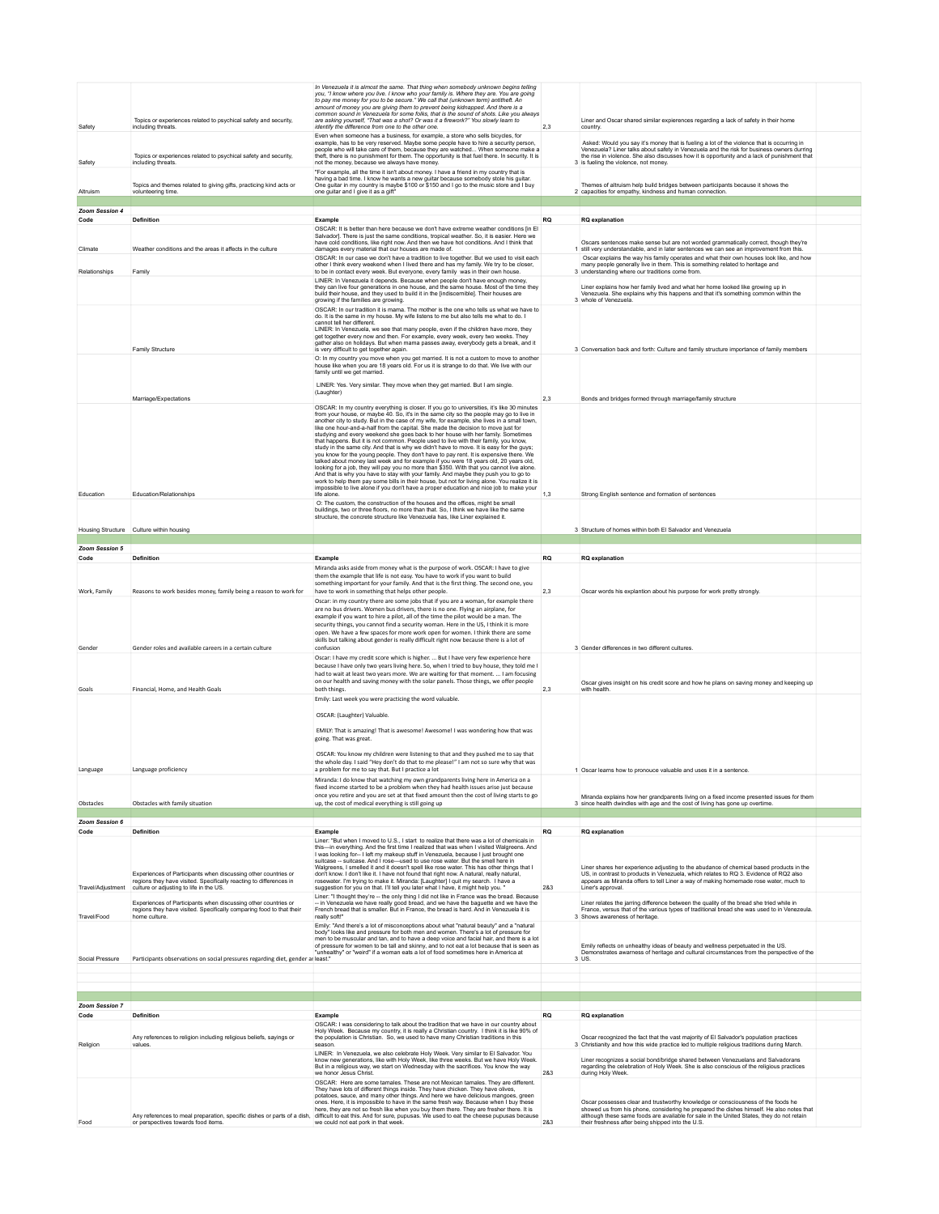| | | | | | |
|---|---|---|---|---|---|
| Safety | Topics or experiences related to psychical safety and security, including threats. | *In Venezuela it is almost the same. That thing when somebody unknown begins telling you, "I know where you live. I know who your family is. Where they are. You are going to pay me money for you to be secure." We call that (unknown term) antitheft. An amount of money you are giving them to prevent being kidnapped. And there is a common sound in Venezuela for some folks, that is the sound of shots. Like you always are asking yourself, "That was a shot? Or was it a firework?" You slowly learn to identify the difference from one to the other one.* | 2,3 | Liner and Oscar shared similar experiences regarding a lack of safety in their home country. | |
| Safety | Topics or experiences related to psychical safety and security, including threats. | Even when someone has a business, for example, a store who sells bicycles, for example, has to be very reserved. Maybe some people have to hire a security person, people who will take care of them, because they are watched... When someone make a theft, there is no punishment for them. The opportunity is that fuel there. In security. It is not the money, because we always have money. | 3 | Asked: Would you say it's money that is fueling a lot of the violence that is occurring in Venezuela? Liner talks about safety in Venezuela and the risk for business owners during the rise in violence. She also discusses how it is opportunity and a lack of punishment that is fueling the violence, not money. | |
| Altruism | Topics and themes related to giving gifts, practicing kind acts or volunteering time. | "For example, all the time it isn't about money. I have a friend in my country that is having a bad time. I know he wants a new guitar because somebody stole his guitar. One guitar in my country is maybe $100 or $150 and I go to the music store and I buy one guitar and I give it as a gift" | 2 | Themes of altruism help build bridges between participants because it shows the capacities for empathy, kindness and human connection. | |
| | | | | | |
| **Zoom Session 4** | | | | | |
| **Code** | **Definition** | **Example** | **RQ** | **RQ explanation** | |
| Climate | Weather conditions and the areas it affects in the culture | OSCAR: It is better than here because we don't have extreme weather conditions [in El Salvador]. There is just the same conditions, tropical weather. So, it is easier. Here we have cold conditions, like right now. And then we have hot conditions. And I think that damages every material that our houses are made of. | 1 | Oscars sentences make sense but are not worded grammatically correct, though they're still very understandable, and in later sentences we can see an improvement from this. | |
| Relationships | Family | OSCAR: In our case we don't have a tradition to live together. But we used to visit each other I think every weekend when I lived there and has my family. We try to be closer, to be in contact every week. But everyone, every family was in their own house. | 3 | Oscar explains the way his family operates and what their own houses look like, and how many people generally live in them. This is something related to heritage and understanding where our traditions come from. | |
| | | LINER: In Venezuela it depends. Because when people don't have enough money, they can live four generations in one house, and the same house. Most of the time they build their house, and they used to build it in the [indiscernible]. Their houses are growing if the families are growing. | 3 | Liner explains how her family lived and what her home looked like growing up in Venezuela. She explains why this happens and that it's something common within the whole of Venezuela. | |
| | Family Structure | OSCAR: In our tradition it is mama. The mother is the one who tells us what we have to do. It is the same in my house. My wife listens to me but also tells me what to do. I cannot tell her different.<br>LINER: In Venezuela, we see that many people, even if the children have more, they get together every now and then. For example, every week, every two weeks. They gather also on holidays. But when mama passes away, everybody gets a break, and it is very difficult to get together again. | 3 | Conversation back and forth: Culture and family structure importance of family members | |
| | Marriage/Expectations | O: In my country you move when you get married. It is not a custom to move to another house like when you are 18 years old. For us it is strange to do that. We live with our family until we get married.<br><br>LINER: Yes. Very similar. They move when they get married. But I am single. (Laughter) | 2,3 | Bonds and bridges formed through marriage/family structure | |
| Education | Education/Relationships | OSCAR: In my country everything is closer. If you go to universities, it's like 30 minutes from your house, or maybe 40. So, it's in the same city so the people may go to live in another city to study. But in the case of my wife, for example, she lives in a small town, like one hour-and-a-half from the capital. She made the decision to move just for studying and every weekend she goes back to her house with her family. Sometimes that happens. But it is not common. People used to live with their family, you know, study in the same city. And that is why we didn't have to move. It is easy for the guys; you know for the young people. They don't have to pay rent. It is expensive there. We talked about money last week and for example if you were 18 years old, 20 years old, looking for a job, they will pay you no more than $350. With that you cannot live alone. And that is why you have to stay with your family. And maybe they push you to go to work to help them pay some bills in their house, but not for living alone. You realize it is impossible to live alone if you don't have a proper education and nice job to make your life alone. | 1,3 | Strong English sentence and formation of sentences | |
| Housing Structure | Culture within housing | O: The custom, the construction of the houses and the offices, might be small buildings, two or three floors, no more than that. So, I think we have like the same structure, the concrete structure like Venezuela has, like Liner explained it. | 3 | Structure of homes within both El Salvador and Venezuela | |
| | | | | | |
| **Zoom Session 5** | | | | | |
| **Code** | **Definition** | **Example** | **RQ** | **RQ explanation** | |
| Work, Family | Reasons to work besides money, family being a reason to work for | Miranda asks aside from money what is the purpose of work. OSCAR: I have to give them the example that life is not easy. You have to work if you want to build something important for your family. And that is the first thing. The second one, you have to work in something that helps other people. | 2,3 | Oscar words his explantion about his purpose for work pretty strongly. | |
| Gender | Gender roles and available careers in a certain culture | Oscar: in my country there are some jobs that if you are a woman, for example there are no bus drivers. Women bus drivers, there is no one. Flying an airplane, for example if you want to hire a pilot, all of the time the pilot would be a man. The security things, you cannot find a security woman. Here in the US, I think it is more open. We have a few spaces for more work open for women. I think there are some skills but talking about gender is really difficult right now because there is a lot of confusion | 3 | Gender differences in two different cultures. | |
| Goals | Financial, Home, and Health Goals | Oscar: I have my credit score which is higher. ... But I have very few experience here because I have only two years living here. So, when I tried to buy house, they told me I had to wait at least two years more. We are waiting for that moment. ... I am focusing on our health and saving money with the solar panels. Those things, we offer people both things. | 2,3 | Oscar gives insight on his credit score and how he plans on saving money and keeping up with health. | |
| Language | Language proficiency | Emily: Last week you were practicing the word valuable.<br><br>OSCAR: (Laughter) Valuable.<br><br>EMILY: That is amazing! That is awesome! Awesome! I was wondering how that was going. That was great.<br><br>OSCAR: You know my children were listening to that and they pushed me to say that the whole day. I said "Hey don't do that to me please!" I am not so sure why that was a problem for me to say that. But I practice a lot | 1 | Oscar learns how to pronouce valuable and uses it in a sentence. | |
| Obstacles | Obstacles with family situation | Miranda: I do know that watching my own grandparents living here in America on a fixed income started to be a problem when they had health issues arise just because once you retire and you are set at that fixed amount then the cost of living starts to go up, the cost of medical everything is still going up | 3 | Miranda explains how her grandparents living on a fixed income presented issues for them since health dwindles with age and the cost of living has gone up overtime. | |
| | | | | | |
| **Zoom Session 6** | | | | | |
| **Code** | **Definition** | **Example** | **RQ** | **RQ explanation** | |
| Travel/Adjustment | Experiences of Participants when discussing other countries or regions they have visited. Specifically reacting to differences in culture or adjusting to life in the US. | Liner: "But when I moved to U.S., I start to realize that there was a lot of chemicals in this—in everything. And the first time I realized that was when I visited Walgreens. And I was looking for-- I left my makeup stuff in Venezuela, because I just brought one suitcase -- suitcase. And I rose—used to use rose water. But the smell here in Walgreens, I smelled it and it doesn't spell like rose water. This has other things that I don't know. I don't like it. I have not found that right now. A natural, really natural, rosewater. I'm trying to make it. Miranda: [Laughter] I quit my search. I have a suggestion for you on that. I'll tell you later what I have, it might help you. " | 2&3 | Liner shares her experience adjusting to the abudance of chemical based products in the US, in contrast to products in Venezuela, which relates to RQ 3. Evidence of RQ2 also appears as Miranda offers to tell Liner a way of making homemade rose water, much to Liner's approval. | |
| Travel/Food | Experiences of Participants when discussing other countries or regions they have visited. Specifically comparing food to that their home culture. | Liner: "I thought they're -- the only thing I did not like in France was the bread. Because -- in Venezuela we have really good bread, and we have the baguette and we have the French bread that is smaller. But in France, the bread is hard. And in Venezuela it is really soft!" | 3 | Liner relates the jarring difference between the quality of the bread she tried while in France, versus that of the various types of traditional bread she was used to in Venezuela. Shows awareness of heritage. | |
| Social Pressure | Participants observations on social pressures regarding diet, gender ar | Emily: "And there's a lot of misconceptions about what "natural beauty" and a "natural body" looks like and pressure for both men and women. There's a lot of pressure for men to be muscular and tan, and to have a deep voice and facial hair, and there is a lot of pressure for women to be tall and skinny, and to not eat a lot because that is seen as "unhealthy" or "weird" if a woman eats a lot of food sometimes here in America at least." | 3 | Emily reflects on unhealthy ideas of beauty and wellness perpetuated in the US. Demonstrates awarness of heritage and cultural circumstances from the perspective of the US. | |
| | | | | | |
| | | | | | |
| | | | | | |
| **Zoom Session 7** | | | | | |
| **Code** | **Definition** | **Example** | **RQ** | **RQ explanation** | |
| Religion | Any references to religion including religious beliefs, sayings or values. | OSCAR: I was considering to talk about the tradition that we have in our country about Holy Week. Because my country, it is really a Christian country. I think it is like 90% of the population is Christian. So, we used to have many Christian traditions in this season. | 3 | Oscar recognized the fact that the vast majority of El Salvador's population practices Christianity and how this wide practice led to multiple religious traditions during March. | |
| | | LINER: In Venezuela, we also celebrate Holy Week. Very similar to El Salvador. You know new generations, like with Holy Week, like three weeks. But we have Holy Week. But in a religious way, we start on Wednesday with the sacrifices. You know the way we honor Jesus Christ. | 2&3 | Liner recognizes a social bond/bridge shared between Venezuelans and Salvadorans regarding the celebration of Holy Week. She is also conscious of the religious practices during Holy Week. | |
| Food | Any references to meal preparation, specific dishes or parts of a dish, or perspectives towards food items. | OSCAR: Here are some tamales. These are not Mexican tamales. They are different. They have lots of different things inside. They have chicken. They have olives, potatoes, sauce, and many other things. And here we have delicious mangoes, green ones. Here, it is impossible to have in the same fresh way. Because when I buy these here, they are not so fresh like when you buy them there. They are fresher there. It is difficult to eat this. And for sure, pupusas. We used to eat the cheese pupusas because we could not eat pork in that week. | 2&3 | Oscar possesses clear and trustworthy knowledge or consciousness of the foods he showed us from his phone, considering he prepared the dishes himself. He also notes that although these same foods are available for sale in the United States, they do not retain their freshness after being shipped into the U.S. | |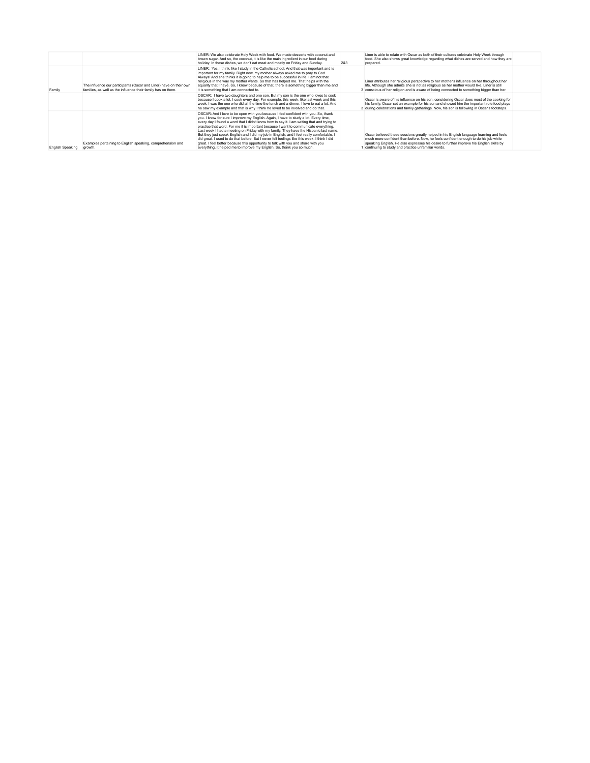| | | | | | |
|---|---|---|---|---|---|
| | | LINER: We also celebrate Holy Week with food. We made desserts with coconut and brown sugar. And so, the coconut, it is like the main ingredient in our food during holiday. In these dishes, we don't eat meat and mostly on Friday and Sunday. | 2&3 | Liner is able to relate with Oscar as both of their cultures celebrate Holy Week through food. She also shows great knowledge regarding what dishes are served and how they are prepared. | |
| Family | The influence our participants (Oscar and Liner) have on their own families, as well as the influence their family has on them. | LINER: Yes, I think, like I study in the Catholic school. And that was important and is important for my family. Right now, my mother always asked me to pray to God. Always! And she thinks it is going to help me to be successful in life. I am not that religious in the way my mother wants. So that has helped me. That helps with the equality that I have. So, I know because of that, there is something bigger than me and it is something that I am connected to. | 3 | Liner attributes her religious perspective to her mother's influence on her throughout her life. Although she admits she is not as religious as her mother would like, Liner is still conscious of her religion and is aware of being connected to something bigger than her. | |
| | | OSCAR: I have two daughters and one son. But my son is the one who loves to cook because I cook a lot. I cook every day. For example, this week, like last week and this week, I was the one who did all the time the lunch and a dinner. I love to eat a lot. And he saw my example and that is why I think he loved to be involved and do that. | 3 | Oscar is aware of his influence on his son, considering Oscar does most of the cooking for his family. Oscar set an example for his son and showed him the important role food plays during celebrations and family gatherings. Now, his son is following in Oscar's footsteps. | |
| English Speaking | Examples pertaining to English speaking, comprehension and growth. | OSCAR: And I love to be open with you because I feel confident with you. So, thank you. I know for sure I improve my English. Again, I have to study a lot. Every time, every day I found a word that I didn't know how to say it. I am writing that and trying to practice that word. For me it is important because I want to communicate everything. Last week I had a meeting on Friday with my family. They have the Hispanic last name. But they just speak English and I did my job in English, and I feel really comfortable. I did great. I used to do that before. But I never felt feelings like this week. I think I did great. I feel better because this opportunity to talk with you and share with you everything, it helped me to improve my English. So, thank you so much. | 1 | Oscar believed these sessions greatly helped in his English language learning and feels much more confident than before. Now, he feels confident enough to do his job while speaking English. He also expresses his desire to further improve his English skills by continuing to study and practice unfamiliar words. | |